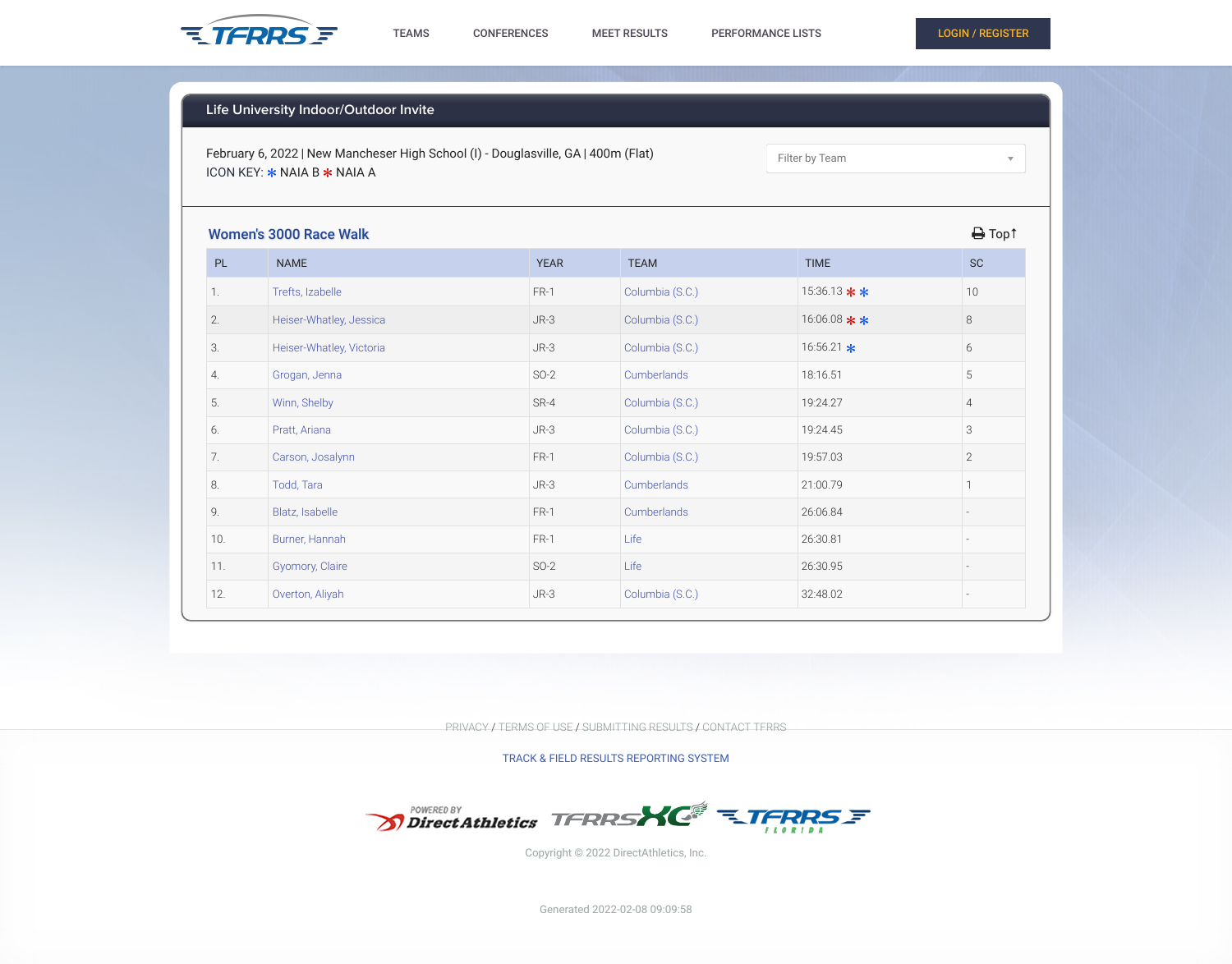# Life University Indoor/Outdoor Invite

February 6, 2022 | New Manchester High School (I) - Douglasville, GA | 400m (Flat)

ICON KEY: * NAIA B * NAIA A

## Women's 3000 Race Walk

| PL | NAME | YEAR | TEAM | TIME | SC |
|---|---|---|---|---|---|
| 1. | Trefts, Izabelle | FR-1 | Columbia (S.C.) | 15:36.13 * * | 10 |
| 2. | Heiser-Whatley, Jessica | JR-3 | Columbia (S.C.) | 16:06.08 * * | 8 |
| 3. | Heiser-Whatley, Victoria | JR-3 | Columbia (S.C.) | 16:56.21 * | 6 |
| 4. | Grogan, Jenna | SO-2 | Cumberlands | 18:16.51 | 5 |
| 5. | Winn, Shelby | SR-4 | Columbia (S.C.) | 19:24.27 | 4 |
| 6. | Pratt, Ariana | JR-3 | Columbia (S.C.) | 19:24.45 | 3 |
| 7. | Carson, Josalynn | FR-1 | Columbia (S.C.) | 19:57.03 | 2 |
| 8. | Todd, Tara | JR-3 | Cumberlands | 21:00.79 | 1 |
| 9. | Blatz, Isabelle | FR-1 | Cumberlands | 26:06.84 | - |
| 10. | Burner, Hannah | FR-1 | Life | 26:30.81 | - |
| 11. | Gyomory, Claire | SO-2 | Life | 26:30.95 | - |
| 12. | Overton, Aliyah | JR-3 | Columbia (S.C.) | 32:48.02 | - |

PRIVACY / TERMS OF USE / SUBMITTING RESULTS / CONTACT TFRRS

TRACK & FIELD RESULTS REPORTING SYSTEM

Copyright © 2022 DirectAthletics, Inc.

Generated 2022-02-08 09:09:58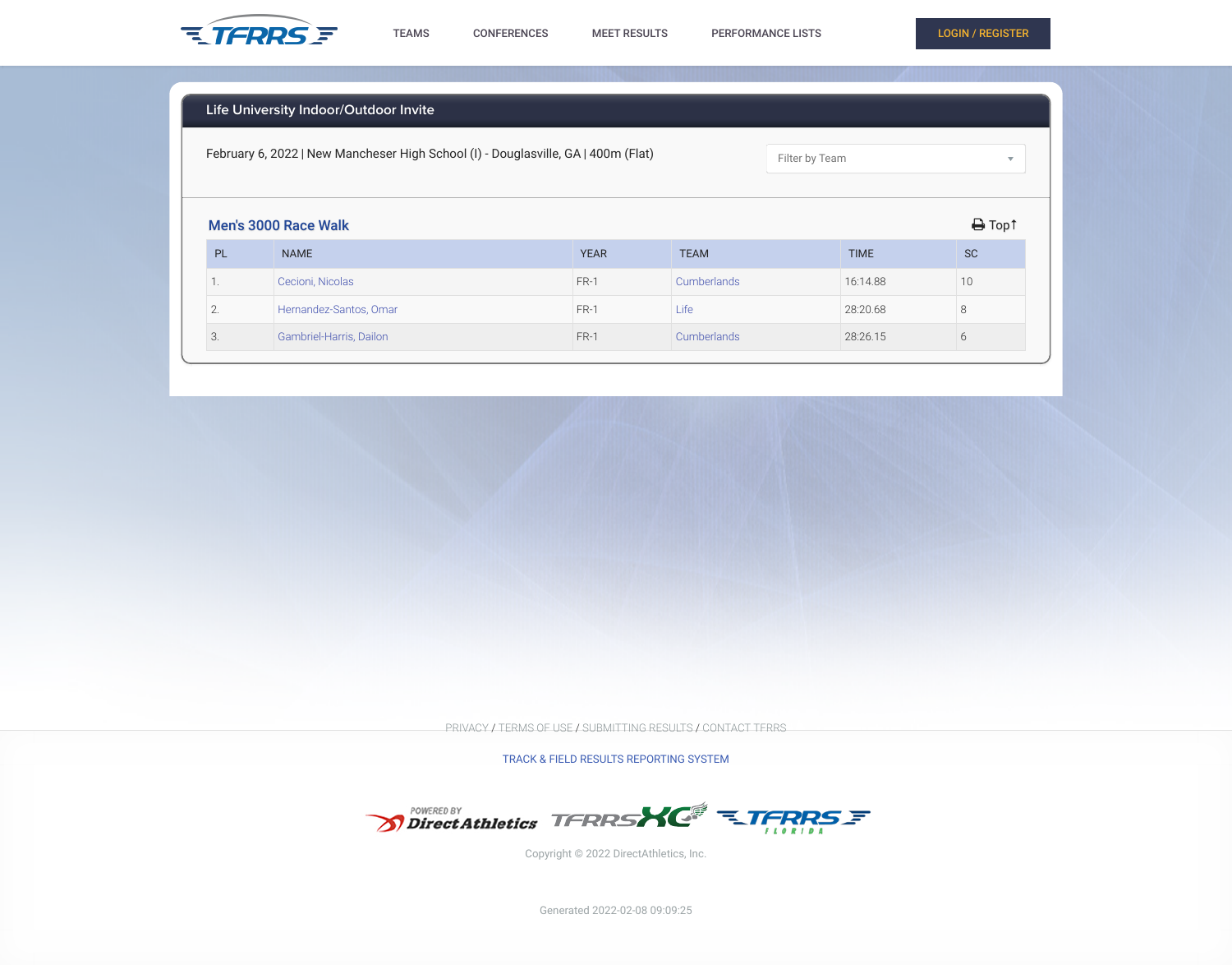TEAMS CONFERENCES MEET RESULTS PERFORMANCE LISTS LOGIN / REGISTER

# Life University Indoor/Outdoor Invite

February 6, 2022 | New Manchester High School (I) - Douglasville, GA | 400m (Flat)

Filter by Team

## Men's 3000 Race Walk

Top

| PL | NAME | YEAR | TEAM | TIME | SC |
|---|---|---|---|---|---|
| 1. | Cecioni, Nicolas | FR-1 | Cumberlands | 16:14.88 | 10 |
| 2. | Hernandez-Santos, Omar | FR-1 | Life | 28:20.68 | 8 |
| 3. | Gambriel-Harris, Dailon | FR-1 | Cumberlands | 28:26.15 | 6 |

PRIVACY / TERMS OF USE / SUBMITTING RESULTS / CONTACT TFRRS

TRACK & FIELD RESULTS REPORTING SYSTEM

Copyright © 2022 DirectAthletics, Inc.

Generated 2022-02-08 09:09:25